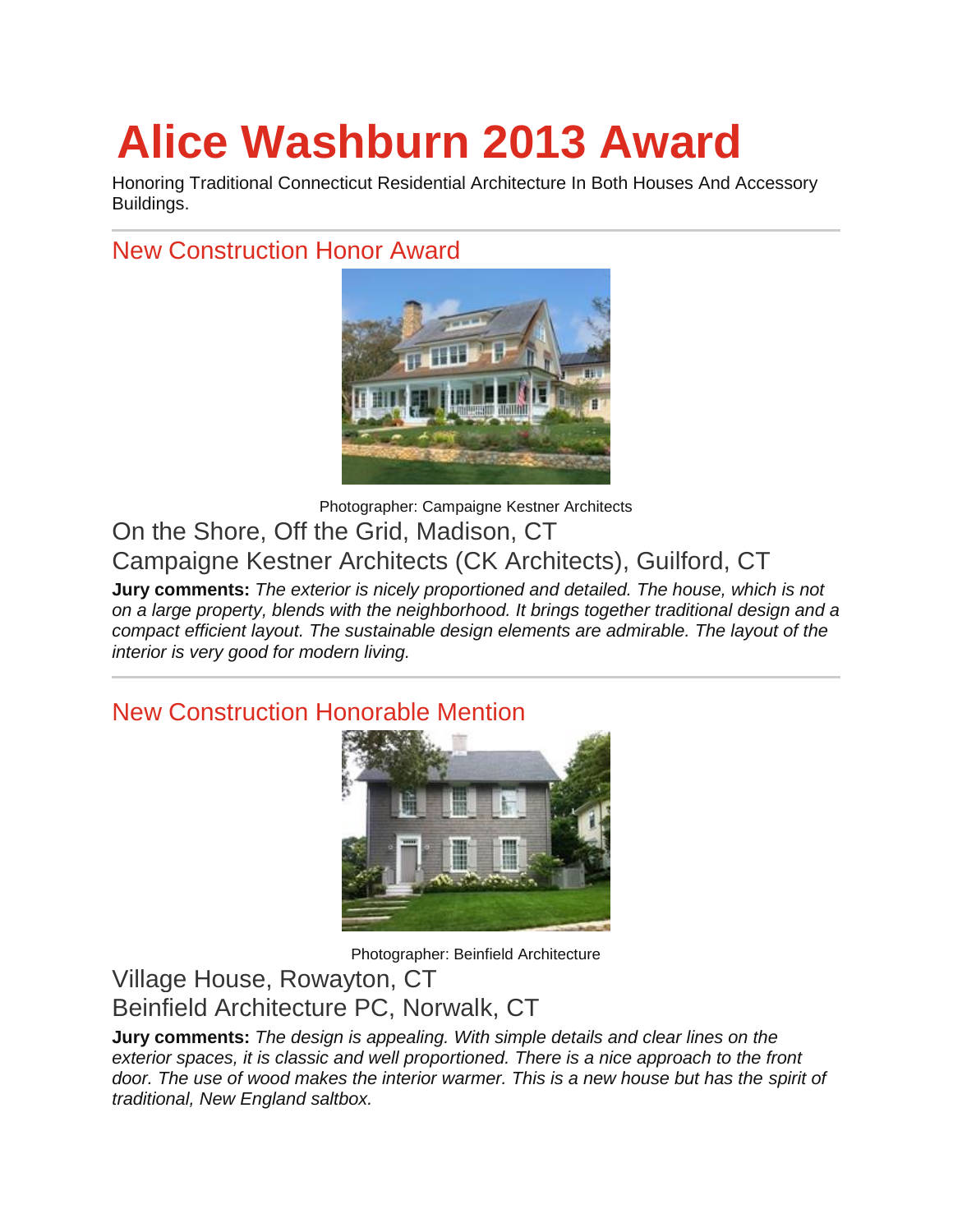# Alice Washburn 2013 Award

Honoring Traditional Connecticut Residential Architecture In Both Houses And Accessory Buildings.

## New Construction Honor Award

Photographer: Campaigne Kestner Architects

### On the Shore, Off the Grid, Madison, CT

### Campaigne Kestner Architects (CK Architects), Guilford, CT

**Jury comments:** *The exterior is nicely proportioned and detailed. The house, which is not on a large property, blends with the neighborhood. It brings together traditional design and a compact efficient layout. The sustainable design elements are admirable. The layout of the interior is very good for modern living.*

## New Construction Honorable Mention

Photographer: Beinfield Architecture

### Village House, Rowayton, CT

### Beinfield Architecture PC, Norwalk, CT

**Jury comments:** *The design is appealing. With simple details and clear lines on the exterior spaces, it is classic and well proportioned. There is a nice approach to the front door. The use of wood makes the interior warmer. This is a new house but has the spirit of traditional, New England saltbox.*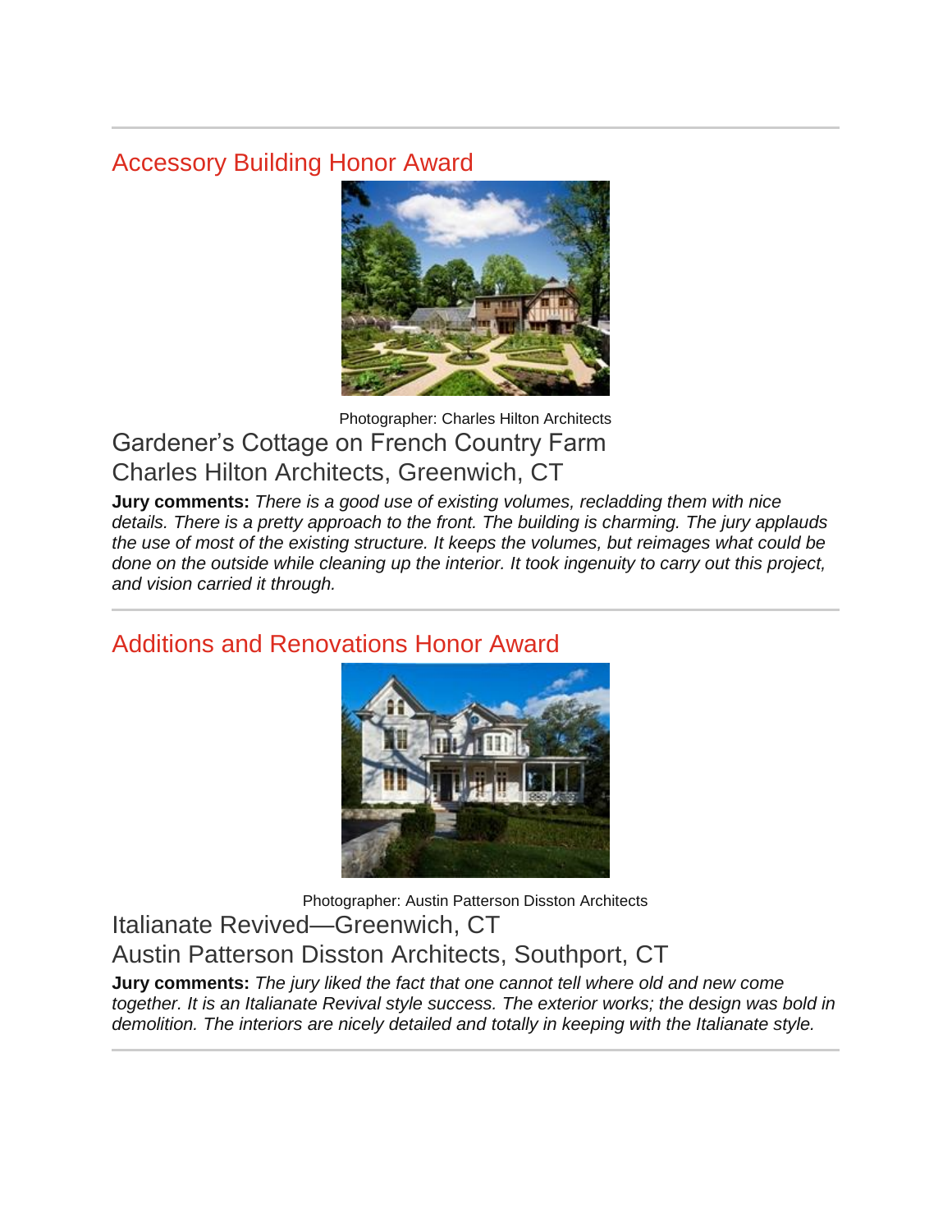---

## Accessory Building Honor Award

Photographer: Charles Hilton Architects

### Gardener's Cottage on French Country Farm
### Charles Hilton Architects, Greenwich, CT

**Jury comments:** *There is a good use of existing volumes, recladding them with nice details. There is a pretty approach to the front. The building is charming. The jury applauds the use of most of the existing structure. It keeps the volumes, but reimages what could be done on the outside while cleaning up the interior. It took ingenuity to carry out this project, and vision carried it through.*

---

## Additions and Renovations Honor Award

Photographer: Austin Patterson Disston Architects

### Italianate Revived—Greenwich, CT
### Austin Patterson Disston Architects, Southport, CT

**Jury comments:** *The jury liked the fact that one cannot tell where old and new come together. It is an Italianate Revival style success. The exterior works; the design was bold in demolition. The interiors are nicely detailed and totally in keeping with the Italianate style.*

---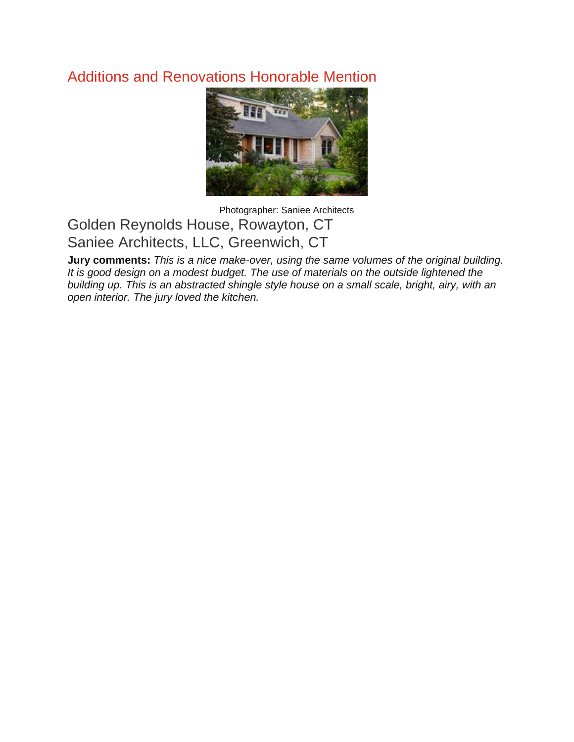## Additions and Renovations Honorable Mention

Photographer: Saniee Architects

### Golden Reynolds House, Rowayton, CT
### Saniee Architects, LLC, Greenwich, CT

**Jury comments:** *This is a nice make-over, using the same volumes of the original building. It is good design on a modest budget. The use of materials on the outside lightened the building up. This is an abstracted shingle style house on a small scale, bright, airy, with an open interior. The jury loved the kitchen.*